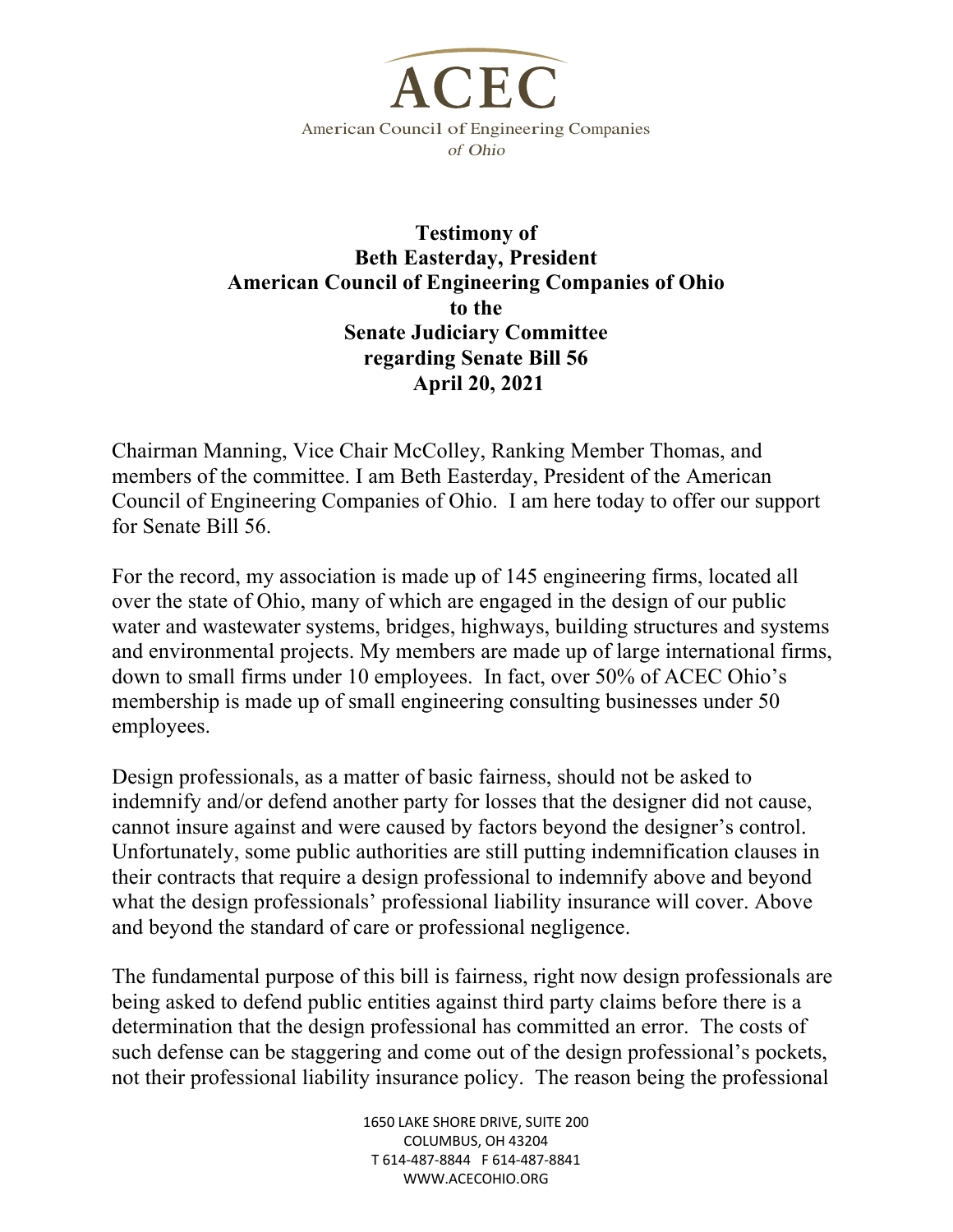ACEC

American Council of Engineering Companies of Ohio

**Testimony of**
**Beth Easterday, President**
**American Council of Engineering Companies of Ohio**
**to the**
**Senate Judiciary Committee**
**regarding Senate Bill 56**
**April 20, 2021**

Chairman Manning, Vice Chair McColley, Ranking Member Thomas, and members of the committee. I am Beth Easterday, President of the American Council of Engineering Companies of Ohio. I am here today to offer our support for Senate Bill 56.

For the record, my association is made up of 145 engineering firms, located all over the state of Ohio, many of which are engaged in the design of our public water and wastewater systems, bridges, highways, building structures and systems and environmental projects. My members are made up of large international firms, down to small firms under 10 employees. In fact, over 50% of ACEC Ohio's membership is made up of small engineering consulting businesses under 50 employees.

Design professionals, as a matter of basic fairness, should not be asked to indemnify and/or defend another party for losses that the designer did not cause, cannot insure against and were caused by factors beyond the designer's control. Unfortunately, some public authorities are still putting indemnification clauses in their contracts that require a design professional to indemnify above and beyond what the design professionals' professional liability insurance will cover. Above and beyond the standard of care or professional negligence.

The fundamental purpose of this bill is fairness, right now design professionals are being asked to defend public entities against third party claims before there is a determination that the design professional has committed an error. The costs of such defense can be staggering and come out of the design professional's pockets, not their professional liability insurance policy. The reason being the professional

1650 LAKE SHORE DRIVE, SUITE 200
COLUMBUS, OH 43204
T 614-487-8844 F 614-487-8841
WWW.ACECOHIO.ORG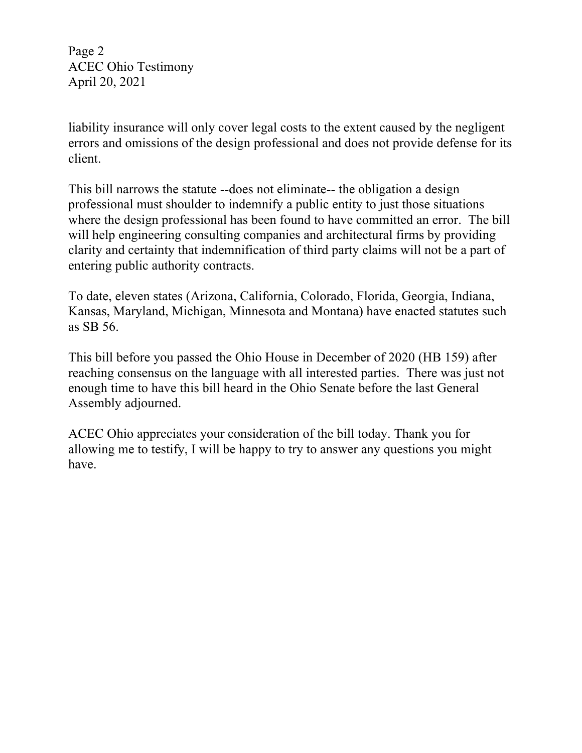liability insurance will only cover legal costs to the extent caused by the negligent errors and omissions of the design professional and does not provide defense for its client.

This bill narrows the statute --does not eliminate-- the obligation a design professional must shoulder to indemnify a public entity to just those situations where the design professional has been found to have committed an error. The bill will help engineering consulting companies and architectural firms by providing clarity and certainty that indemnification of third party claims will not be a part of entering public authority contracts.

To date, eleven states (Arizona, California, Colorado, Florida, Georgia, Indiana, Kansas, Maryland, Michigan, Minnesota and Montana) have enacted statutes such as SB 56.

This bill before you passed the Ohio House in December of 2020 (HB 159) after reaching consensus on the language with all interested parties. There was just not enough time to have this bill heard in the Ohio Senate before the last General Assembly adjourned.

ACEC Ohio appreciates your consideration of the bill today. Thank you for allowing me to testify, I will be happy to try to answer any questions you might have.